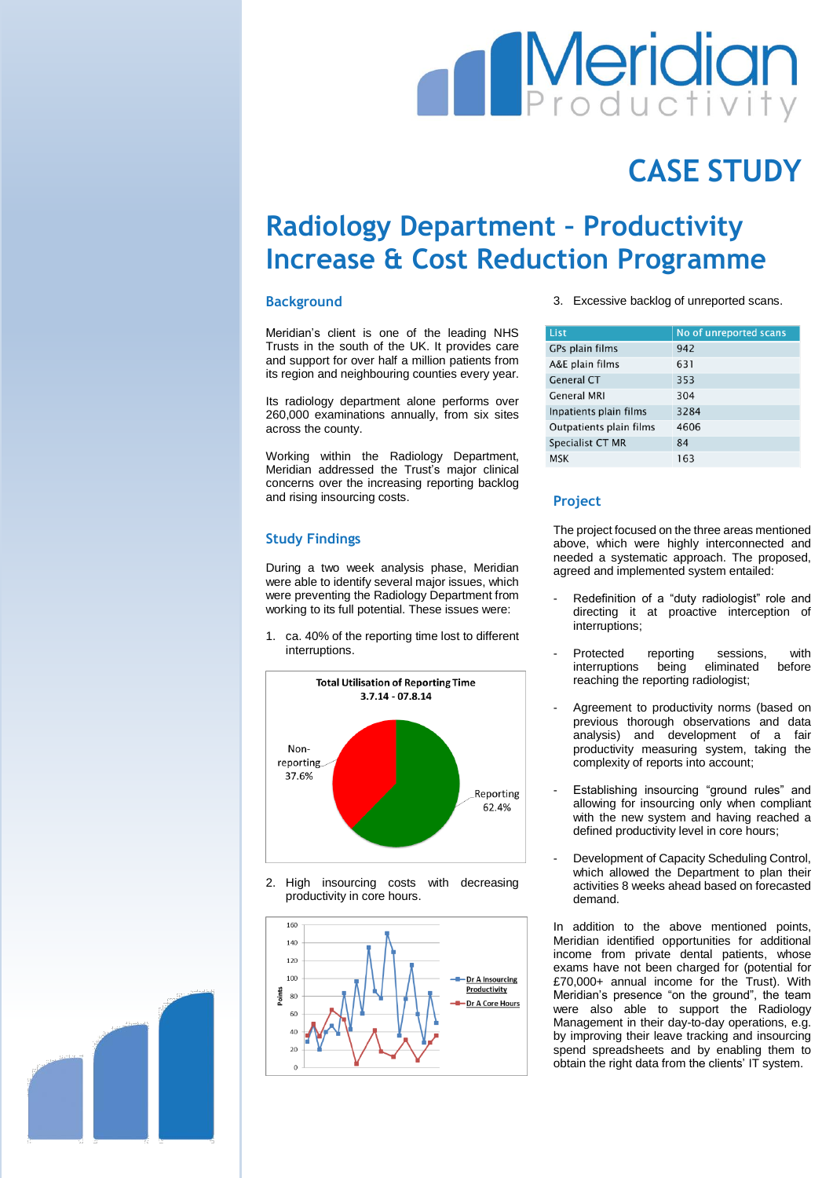# Meridian Productivity

## CASE STUDY

# Radiology Department – Productivity Increase & Cost Reduction Programme

## Background

Meridian's client is one of the leading NHS Trusts in the south of the UK. It provides care and support for over half a million patients from its region and neighbouring counties every year.

Its radiology department alone performs over 260,000 examinations annually, from six sites across the county.

Working within the Radiology Department, Meridian addressed the Trust's major clinical concerns over the increasing reporting backlog and rising insourcing costs.

## Study Findings

During a two week analysis phase, Meridian were able to identify several major issues, which were preventing the Radiology Department from working to its full potential. These issues were:

1. ca. 40% of the reporting time lost to different interruptions.

**Total Utilisation of Reporting Time 3.7.14 - 07.8.14**

Non-reporting 37.6%

Reporting 62.4%

2. High insourcing costs with decreasing productivity in core hours.

Dr A Insourcing Productivity

Dr A Core Hours

3. Excessive backlog of unreported scans.

| List | No of unreported scans |
| --- | --- |
| GPs plain films | 942 |
| A&E plain films | 631 |
| General CT | 353 |
| General MRI | 304 |
| Inpatients plain films | 3284 |
| Outpatients plain films | 4606 |
| Specialist CT MR | 84 |
| MSK | 163 |

## Project

The project focused on the three areas mentioned above, which were highly interconnected and needed a systematic approach. The proposed, agreed and implemented system entailed:

- Redefinition of a "duty radiologist" role and directing it at proactive interception of interruptions;
- Protected reporting sessions, with interruptions being eliminated before reaching the reporting radiologist;
- Agreement to productivity norms (based on previous thorough observations and data analysis) and development of a fair productivity measuring system, taking the complexity of reports into account;
- Establishing insourcing "ground rules" and allowing for insourcing only when compliant with the new system and having reached a defined productivity level in core hours;
- Development of Capacity Scheduling Control, which allowed the Department to plan their activities 8 weeks ahead based on forecasted demand.

In addition to the above mentioned points, Meridian identified opportunities for additional income from private dental patients, whose exams have not been charged for (potential for £70,000+ annual income for the Trust). With Meridian's presence "on the ground", the team were also able to support the Radiology Management in their day-to-day operations, e.g. by improving their leave tracking and insourcing spend spreadsheets and by enabling them to obtain the right data from the clients' IT system.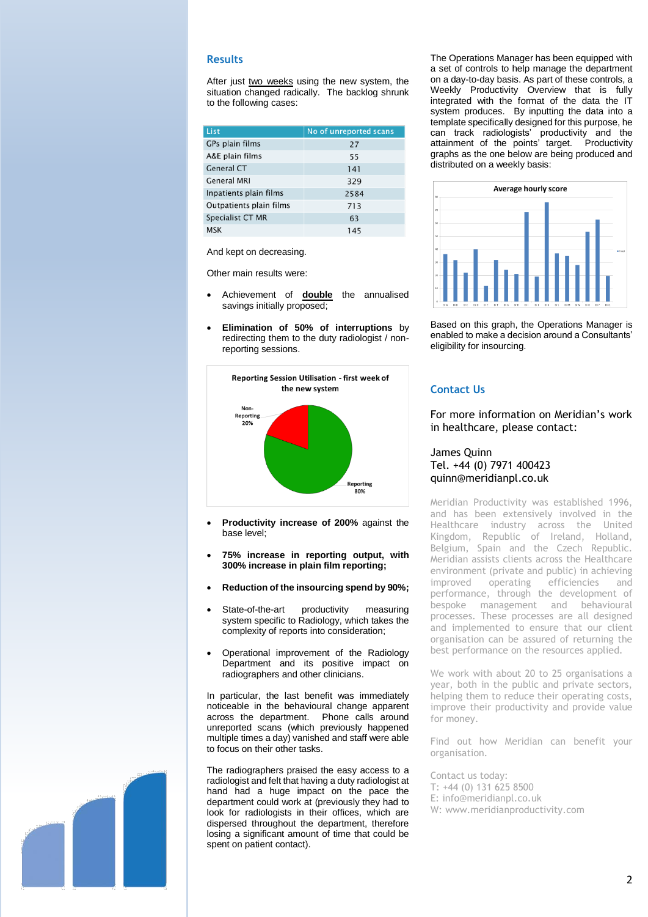## Results

After just two weeks using the new system, the situation changed radically. The backlog shrunk to the following cases:

| List | No of unreported scans |
|---|---|
| GPs plain films | 27 |
| A&E plain films | 55 |
| General CT | 141 |
| General MRI | 329 |
| Inpatients plain films | 2584 |
| Outpatients plain films | 713 |
| Specialist CT MR | 63 |
| MSK | 145 |

And kept on decreasing.

Other main results were:

- Achievement of **double** the annualised savings initially proposed;
- **Elimination of 50% of interruptions** by redirecting them to the duty radiologist / non-reporting sessions.

Reporting Session Utilisation - first week of the new system

Non-Reporting 20%

Reporting 80%

- **Productivity increase of 200%** against the base level;
- **75% increase in reporting output, with 300% increase in plain film reporting;**
- **Reduction of the insourcing spend by 90%;**
- State-of-the-art productivity measuring system specific to Radiology, which takes the complexity of reports into consideration;
- Operational improvement of the Radiology Department and its positive impact on radiographers and other clinicians.

In particular, the last benefit was immediately noticeable in the behavioural change apparent across the department. Phone calls around unreported scans (which previously happened multiple times a day) vanished and staff were able to focus on their other tasks.

The radiographers praised the easy access to a radiologist and felt that having a duty radiologist at hand had a huge impact on the pace the department could work at (previously they had to look for radiologists in their offices, which are dispersed throughout the department, therefore losing a significant amount of time that could be spent on patient contact).

The Operations Manager has been equipped with a set of controls to help manage the department on a day-to-day basis. As part of these controls, a Weekly Productivity Overview that is fully integrated with the format of the data the IT system produces. By inputting the data into a template specifically designed for this purpose, he can track radiologists' productivity and the attainment of the points' target. Productivity graphs as the one below are being produced and distributed on a weekly basis:

Average hourly score

Based on this graph, the Operations Manager is enabled to make a decision around a Consultants' eligibility for insourcing.

## Contact Us

For more information on Meridian's work in healthcare, please contact:

James Quinn
Tel. +44 (0) 7971 400423
quinn@meridianpl.co.uk

Meridian Productivity was established 1996, and has been extensively involved in the Healthcare industry across the United Kingdom, Republic of Ireland, Holland, Belgium, Spain and the Czech Republic. Meridian assists clients across the Healthcare environment (private and public) in achieving improved operating efficiencies and performance, through the development of bespoke management and behavioural processes. These processes are all designed and implemented to ensure that our client organisation can be assured of returning the best performance on the resources applied.

We work with about 20 to 25 organisations a year, both in the public and private sectors, helping them to reduce their operating costs, improve their productivity and provide value for money.

Find out how Meridian can benefit your organisation.

Contact us today:
T: +44 (0) 131 625 8500
E: info@meridianpl.co.uk
W: www.meridianproductivity.com